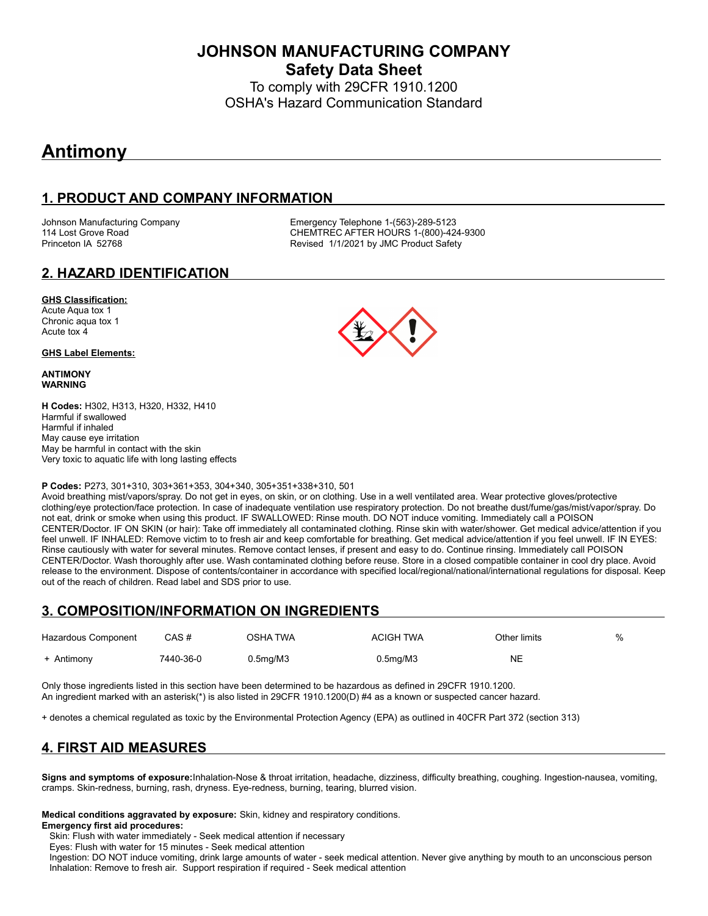# JOHNSON MANUFACTURING COMPANY

## Safety Data Sheet

To comply with 29CFR 1910.1200
OSHA's Hazard Communication Standard

# Antimony

## 1. PRODUCT AND COMPANY INFORMATION

Johnson Manufacturing Company
114 Lost Grove Road
Princeton IA 52768

Emergency Telephone 1-(563)-289-5123
CHEMTREC AFTER HOURS 1-(800)-424-9300
Revised 1/1/2021 by JMC Product Safety

## 2. HAZARD IDENTIFICATION

**GHS Classification:**
Acute Aqua tox 1
Chronic aqua tox 1
Acute tox 4

**GHS Label Elements:**

**ANTIMONY**
**WARNING**

**H Codes:** H302, H313, H320, H332, H410
Harmful if swallowed
Harmful if inhaled
May cause eye irritation
May be harmful in contact with the skin
Very toxic to aquatic life with long lasting effects

**P Codes:** P273, 301+310, 303+361+353, 304+340, 305+351+338+310, 501
Avoid breathing mist/vapors/spray. Do not get in eyes, on skin, or on clothing. Use in a well ventilated area. Wear protective gloves/protective clothing/eye protection/face protection. In case of inadequate ventilation use respiratory protection. Do not breathe dust/fume/gas/mist/vapor/spray. Do not eat, drink or smoke when using this product. IF SWALLOWED: Rinse mouth. DO NOT induce vomiting. Immediately call a POISON CENTER/Doctor. IF ON SKIN (or hair): Take off immediately all contaminated clothing. Rinse skin with water/shower. Get medical advice/attention if you feel unwell. IF INHALED: Remove victim to to fresh air and keep comfortable for breathing. Get medical advice/attention if you feel unwell. IF IN EYES: Rinse cautiously with water for several minutes. Remove contact lenses, if present and easy to do. Continue rinsing. Immediately call POISON CENTER/Doctor. Wash thoroughly after use. Wash contaminated clothing before reuse. Store in a closed compatible container in cool dry place. Avoid release to the environment. Dispose of contents/container in accordance with specified local/regional/national/international regulations for disposal. Keep out of the reach of children. Read label and SDS prior to use.

## 3. COMPOSITION/INFORMATION ON INGREDIENTS

| Hazardous Component | CAS # | OSHA TWA | ACIGH TWA | Other limits | % |
|---|---|---|---|---|---|
| + Antimony | 7440-36-0 | 0.5mg/M3 | 0.5mg/M3 | NE | |

Only those ingredients listed in this section have been determined to be hazardous as defined in 29CFR 1910.1200.
An ingredient marked with an asterisk(*) is also listed in 29CFR 1910.1200(D) #4 as a known or suspected cancer hazard.

+ denotes a chemical regulated as toxic by the Environmental Protection Agency (EPA) as outlined in 40CFR Part 372 (section 313)

## 4. FIRST AID MEASURES

**Signs and symptoms of exposure:** Inhalation-Nose & throat irritation, headache, dizziness, difficulty breathing, coughing. Ingestion-nausea, vomiting, cramps. Skin-redness, burning, rash, dryness. Eye-redness, burning, tearing, blurred vision.

**Medical conditions aggravated by exposure:** Skin, kidney and respiratory conditions.
**Emergency first aid procedures:**
Skin: Flush with water immediately - Seek medical attention if necessary
Eyes: Flush with water for 15 minutes - Seek medical attention
Ingestion: DO NOT induce vomiting, drink large amounts of water - seek medical attention. Never give anything by mouth to an unconscious person
Inhalation: Remove to fresh air. Support respiration if required - Seek medical attention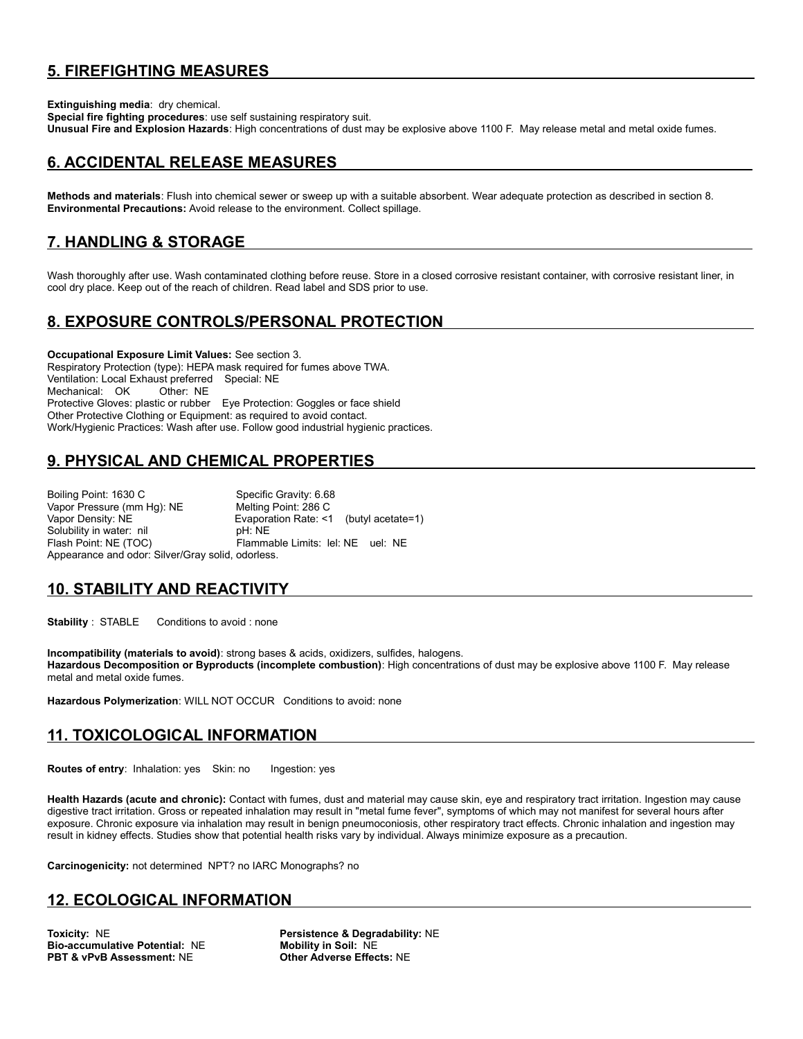## 5. FIREFIGHTING MEASURES

**Extinguishing media**: dry chemical.
**Special fire fighting procedures**: use self sustaining respiratory suit.
**Unusual Fire and Explosion Hazards**: High concentrations of dust may be explosive above 1100 F. May release metal and metal oxide fumes.

## 6. ACCIDENTAL RELEASE MEASURES

**Methods and materials**: Flush into chemical sewer or sweep up with a suitable absorbent. Wear adequate protection as described in section 8.
**Environmental Precautions:** Avoid release to the environment. Collect spillage.

## 7. HANDLING & STORAGE

Wash thoroughly after use. Wash contaminated clothing before reuse. Store in a closed corrosive resistant container, with corrosive resistant liner, in cool dry place. Keep out of the reach of children. Read label and SDS prior to use.

## 8. EXPOSURE CONTROLS/PERSONAL PROTECTION

**Occupational Exposure Limit Values:** See section 3.
Respiratory Protection (type): HEPA mask required for fumes above TWA.
Ventilation: Local Exhaust preferred Special: NE
Mechanical: OK Other: NE
Protective Gloves: plastic or rubber Eye Protection: Goggles or face shield
Other Protective Clothing or Equipment: as required to avoid contact.
Work/Hygienic Practices: Wash after use. Follow good industrial hygienic practices.

## 9. PHYSICAL AND CHEMICAL PROPERTIES

Boiling Point: 1630 C
Vapor Pressure (mm Hg): NE
Vapor Density: NE
Solubility in water: nil
Flash Point: NE (TOC)
Specific Gravity: 6.68
Melting Point: 286 C
Evaporation Rate: <1 (butyl acetate=1)
pH: NE
Flammable Limits: lel: NE uel: NE
Appearance and odor: Silver/Gray solid, odorless.

## 10. STABILITY AND REACTIVITY

**Stability** : STABLE Conditions to avoid : none

**Incompatibility (materials to avoid)**: strong bases & acids, oxidizers, sulfides, halogens.
**Hazardous Decomposition or Byproducts (incomplete combustion)**: High concentrations of dust may be explosive above 1100 F. May release metal and metal oxide fumes.

**Hazardous Polymerization**: WILL NOT OCCUR Conditions to avoid: none

## 11. TOXICOLOGICAL INFORMATION

**Routes of entry**: Inhalation: yes Skin: no Ingestion: yes

**Health Hazards (acute and chronic):** Contact with fumes, dust and material may cause skin, eye and respiratory tract irritation. Ingestion may cause digestive tract irritation. Gross or repeated inhalation may result in "metal fume fever", symptoms of which may not manifest for several hours after exposure. Chronic exposure via inhalation may result in benign pneumoconiosis, other respiratory tract effects. Chronic inhalation and ingestion may result in kidney effects. Studies show that potential health risks vary by individual. Always minimize exposure as a precaution.

**Carcinogenicity:** not determined NPT? no IARC Monographs? no

## 12. ECOLOGICAL INFORMATION

**Toxicity:** NE
**Bio-accumulative Potential:** NE
**PBT & vPvB Assessment:** NE
**Persistence & Degradability:** NE
**Mobility in Soil:** NE
**Other Adverse Effects:** NE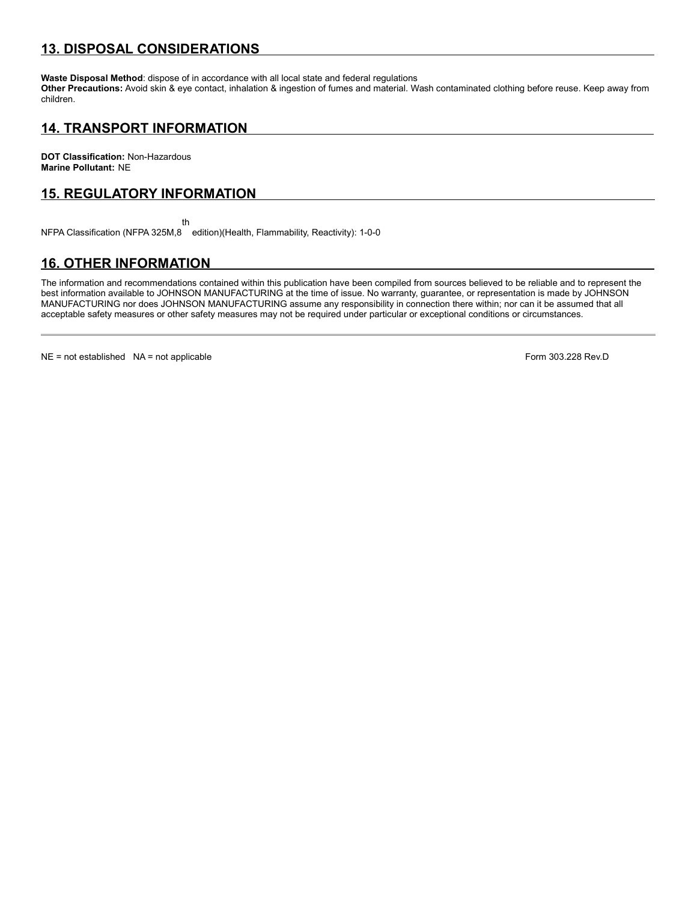## 13. DISPOSAL CONSIDERATIONS

**Waste Disposal Method**: dispose of in accordance with all local state and federal regulations
**Other Precautions:** Avoid skin & eye contact, inhalation & ingestion of fumes and material. Wash contaminated clothing before reuse. Keep away from children.

## 14. TRANSPORT INFORMATION

**DOT Classification:** Non-Hazardous
**Marine Pollutant:** NE

## 15. REGULATORY INFORMATION

NFPA Classification (NFPA 325M,8th edition)(Health, Flammability, Reactivity): 1-0-0

## 16. OTHER INFORMATION

The information and recommendations contained within this publication have been compiled from sources believed to be reliable and to represent the best information available to JOHNSON MANUFACTURING at the time of issue. No warranty, guarantee, or representation is made by JOHNSON MANUFACTURING nor does JOHNSON MANUFACTURING assume any responsibility in connection there within; nor can it be assumed that all acceptable safety measures or other safety measures may not be required under particular or exceptional conditions or circumstances.

---

NE = not established   NA = not applicable

Form 303.228 Rev.D